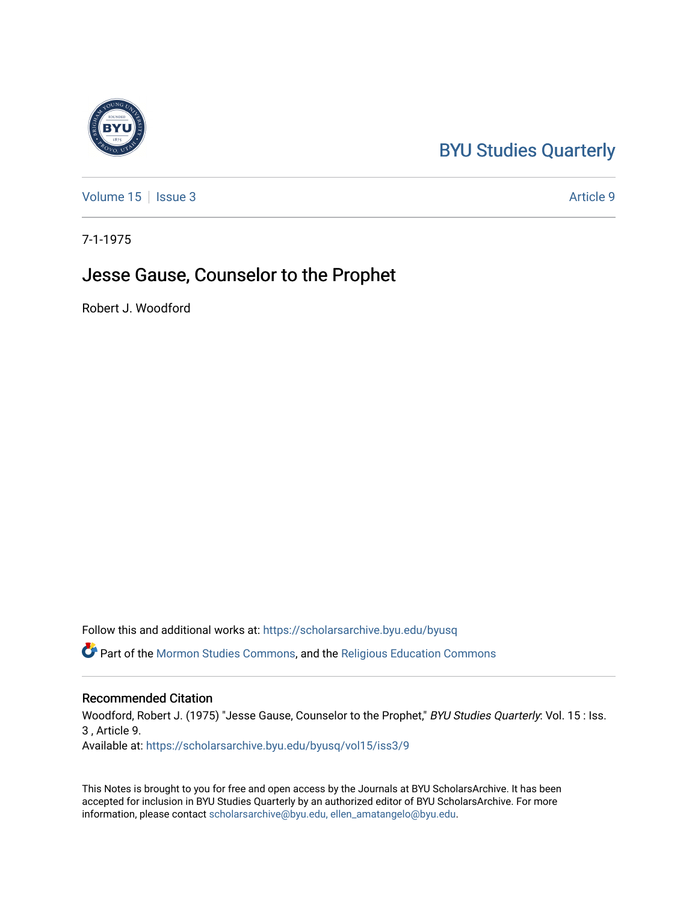BYU Studies Quarterly

Volume 15 | Issue 3 | Article 9

7-1-1975

# Jesse Gause, Counselor to the Prophet

Robert J. Woodford

Follow this and additional works at: https://scholarsarchive.byu.edu/byusq

Part of the Mormon Studies Commons, and the Religious Education Commons

## Recommended Citation

Woodford, Robert J. (1975) "Jesse Gause, Counselor to the Prophet," *BYU Studies Quarterly*: Vol. 15 : Iss. 3 , Article 9.
Available at: https://scholarsarchive.byu.edu/byusq/vol15/iss3/9

This Notes is brought to you for free and open access by the Journals at BYU ScholarsArchive. It has been accepted for inclusion in BYU Studies Quarterly by an authorized editor of BYU ScholarsArchive. For more information, please contact scholarsarchive@byu.edu, ellen_amatangelo@byu.edu.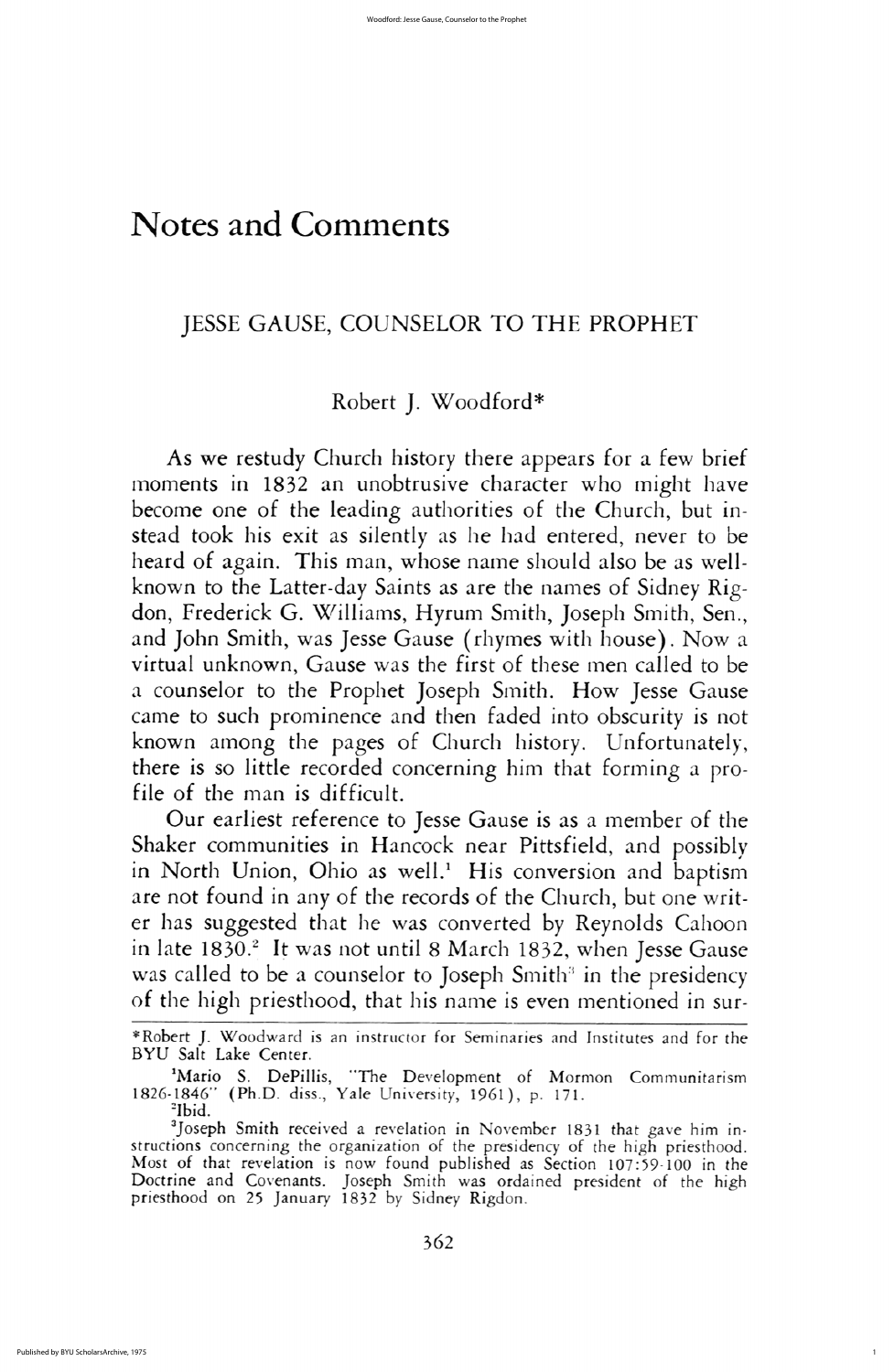# Notes and Comments

## JESSE GAUSE, COUNSELOR TO THE PROPHET

Robert J. Woodford*

As we restudy Church history there appears for a few brief moments in 1832 an unobtrusive character who might have become one of the leading authorities of the Church, but instead took his exit as silently as he had entered, never to be heard of again. This man, whose name should also be as well-known to the Latter-day Saints as are the names of Sidney Rigdon, Frederick G. Williams, Hyrum Smith, Joseph Smith, Sen., and John Smith, was Jesse Gause (rhymes with house). Now a virtual unknown, Gause was the first of these men called to be a counselor to the Prophet Joseph Smith. How Jesse Gause came to such prominence and then faded into obscurity is not known among the pages of Church history. Unfortunately, there is so little recorded concerning him that forming a profile of the man is difficult.

Our earliest reference to Jesse Gause is as a member of the Shaker communities in Hancock near Pittsfield, and possibly in North Union, Ohio as well.[1] His conversion and baptism are not found in any of the records of the Church, but one writer has suggested that he was converted by Reynolds Cahoon in late 1830.[2] It was not until 8 March 1832, when Jesse Gause was called to be a counselor to Joseph Smith[3] in the presidency of the high priesthood, that his name is even mentioned in sur-

---

*Robert J. Woodward is an instructor for Seminaries and Institutes and for the BYU Salt Lake Center.

[1]Mario S. DePillis, "The Development of Mormon Communitarism 1826-1846" (Ph.D. diss., Yale University, 1961), p. 171.

[2]Ibid.

[3]Joseph Smith received a revelation in November 1831 that gave him instructions concerning the organization of the presidency of the high priesthood. Most of that revelation is now found published as Section 107:59-100 in the Doctrine and Covenants. Joseph Smith was ordained president of the high priesthood on 25 January 1832 by Sidney Rigdon.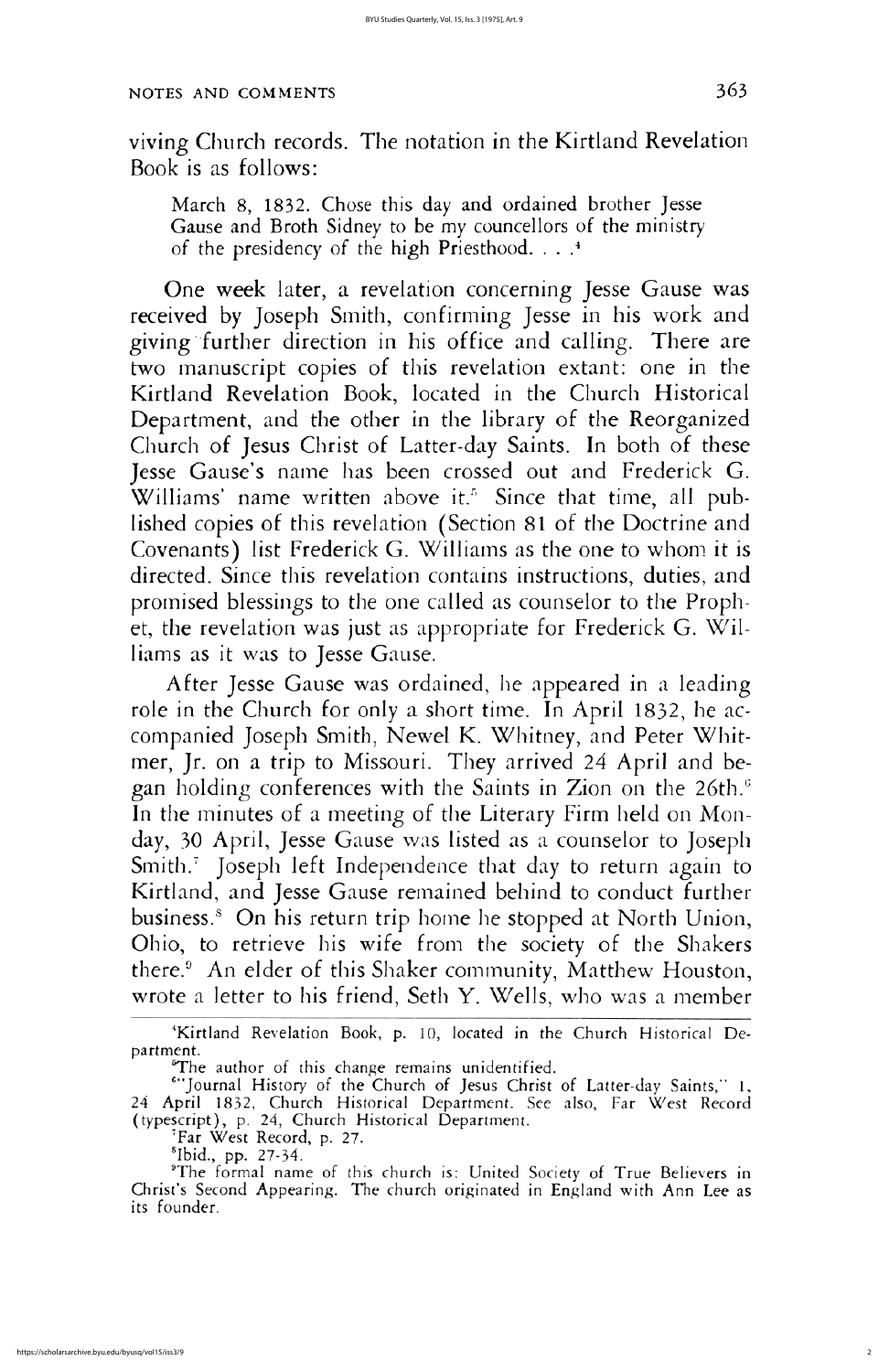viving Church records. The notation in the Kirtland Revelation Book is as follows:

> March 8, 1832. Chose this day and ordained brother Jesse Gause and Broth Sidney to be my councellors of the ministry of the presidency of the high Priesthood. . . .[4]

One week later, a revelation concerning Jesse Gause was received by Joseph Smith, confirming Jesse in his work and giving further direction in his office and calling. There are two manuscript copies of this revelation extant: one in the Kirtland Revelation Book, located in the Church Historical Department, and the other in the library of the Reorganized Church of Jesus Christ of Latter-day Saints. In both of these Jesse Gause's name has been crossed out and Frederick G. Williams' name written above it.[5] Since that time, all published copies of this revelation (Section 81 of the Doctrine and Covenants) list Frederick G. Williams as the one to whom it is directed. Since this revelation contains instructions, duties, and promised blessings to the one called as counselor to the Prophet, the revelation was just as appropriate for Frederick G. Williams as it was to Jesse Gause.

After Jesse Gause was ordained, he appeared in a leading role in the Church for only a short time. In April 1832, he accompanied Joseph Smith, Newel K. Whitney, and Peter Whitmer, Jr. on a trip to Missouri. They arrived 24 April and began holding conferences with the Saints in Zion on the 26th.[6] In the minutes of a meeting of the Literary Firm held on Monday, 30 April, Jesse Gause was listed as a counselor to Joseph Smith.[7] Joseph left Independence that day to return again to Kirtland, and Jesse Gause remained behind to conduct further business.[8] On his return trip home he stopped at North Union, Ohio, to retrieve his wife from the society of the Shakers there.[9] An elder of this Shaker community, Matthew Houston, wrote a letter to his friend, Seth Y. Wells, who was a member

---

[4] Kirtland Revelation Book, p. 10, located in the Church Historical Department.

[5] The author of this change remains unidentified.

[6] "Journal History of the Church of Jesus Christ of Latter-day Saints," 1, 24 April 1832, Church Historical Department. See also, Far West Record (typescript), p. 24, Church Historical Department.

[7] Far West Record, p. 27.

[8] Ibid., pp. 27-34.

[9] The formal name of this church is: United Society of True Believers in Christ's Second Appearing. The church originated in England with Ann Lee as its founder.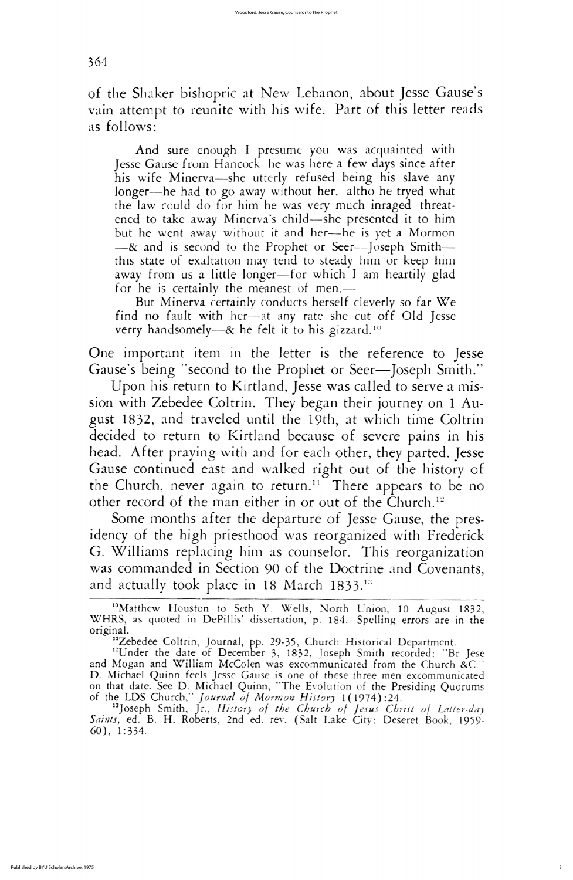of the Shaker bishopric at New Lebanon, about Jesse Gause's vain attempt to reunite with his wife. Part of this letter reads as follows:

> And sure enough I presume you was acquainted with Jesse Gause from Hancock he was here a few days since after his wife Minerva—she utterly refused being his slave any longer—he had to go away without her. altho he tryed what the law could do for him he was very much inraged threatened to take away Minerva's child—she presented it to him but he went away without it and her—he is yet a Mormon —& and is second to the Prophet or Seer—Joseph Smith—this state of exaltation may tend to steady him or keep him away from us a little longer—for which I am heartily glad for he is certainly the meanest of men.—
>
> But Minerva certainly conducts herself cleverly so far We find no fault with her—at any rate she cut off Old Jesse verry handsomely—& he felt it to his gizzard.[10]

One important item in the letter is the reference to Jesse Gause's being "second to the Prophet or Seer—Joseph Smith."

Upon his return to Kirtland, Jesse was called to serve a mission with Zebedee Coltrin. They began their journey on 1 August 1832, and traveled until the 19th, at which time Coltrin decided to return to Kirtland because of severe pains in his head. After praying with and for each other, they parted. Jesse Gause continued east and walked right out of the history of the Church, never again to return.[11] There appears to be no other record of the man either in or out of the Church.[12]

Some months after the departure of Jesse Gause, the presidency of the high priesthood was reorganized with Frederick G. Williams replacing him as counselor. This reorganization was commanded in Section 90 of the Doctrine and Covenants, and actually took place in 18 March 1833.[13]

---

[10] Matthew Houston to Seth Y. Wells, North Union, 10 August 1832, WHRS, as quoted in DePillis' dissertation, p. 184. Spelling errors are in the original.

[11] Zebedee Coltrin, Journal, pp. 29-35, Church Historical Department.

[12] Under the date of December 3, 1832, Joseph Smith recorded: "Br Jese and Mogan and William McColen was excommunicated from the Church &C." D. Michael Quinn feels Jesse Gause is one of these three men excommunicated on that date. See D. Michael Quinn, "The Evolution of the Presiding Quorums of the LDS Church," *Journal of Mormon History* 1(1974):24.

[13] Joseph Smith, Jr., *History of the Church of Jesus Christ of Latter-day Saints*, ed. B. H. Roberts, 2nd ed. rev. (Salt Lake City: Deseret Book, 1959-60), 1:334.